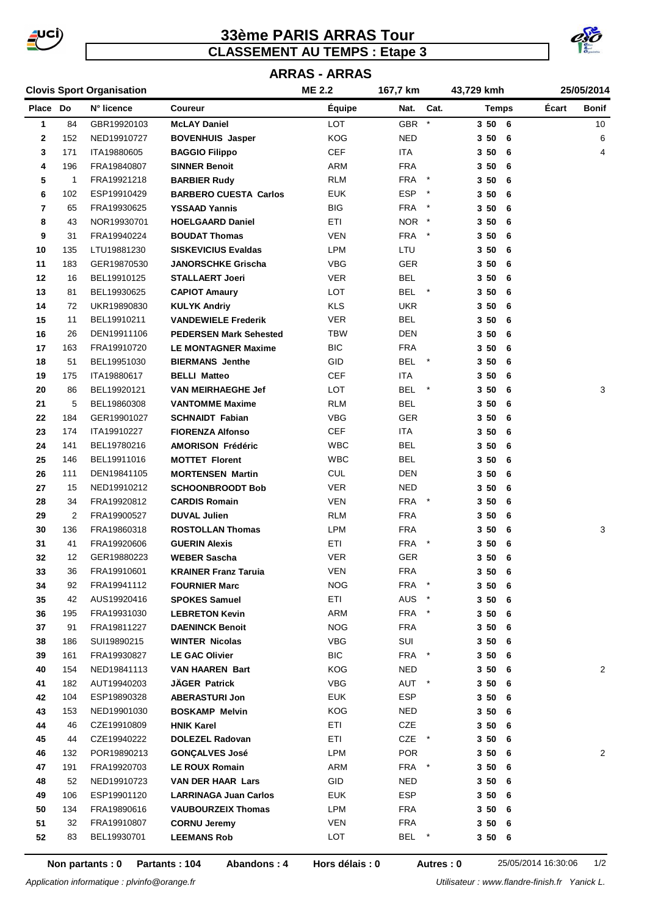# 33ème PARIS ARRAS Tour

## CLASSEMENT AU TEMPS : Etape 3

### ARRAS - ARRAS

**Clovis Sport Organisation** | ME 2.2 | 167,7 km | 43,729 kmh | 25/05/2014

| Place | Do | N° licence | Coureur | Équipe | Nat. | Cat. | Temps | Écart | Bonif |
|---|---|---|---|---|---|---|---|---|---|
| 1 | 84 | GBR19920103 | **McLAY Daniel** | LOT | GBR | * | **3 50 6** | | 10 |
| 2 | 152 | NED19910727 | **BOVENHUIS Jasper** | KOG | NED | | **3 50 6** | | 6 |
| 3 | 171 | ITA19880605 | **BAGGIO Filippo** | CEF | ITA | | **3 50 6** | | 4 |
| 4 | 196 | FRA19840807 | **SINNER Benoit** | ARM | FRA | | **3 50 6** | | |
| 5 | 1 | FRA19921218 | **BARBIER Rudy** | RLM | FRA | * | **3 50 6** | | |
| 6 | 102 | ESP19910429 | **BARBERO CUESTA Carlos** | EUK | ESP | * | **3 50 6** | | |
| 7 | 65 | FRA19930625 | **YSSAAD Yannis** | BIG | FRA | * | **3 50 6** | | |
| 8 | 43 | NOR19930701 | **HOELGAARD Daniel** | ETI | NOR | * | **3 50 6** | | |
| 9 | 31 | FRA19940224 | **BOUDAT Thomas** | VEN | FRA | * | **3 50 6** | | |
| 10 | 135 | LTU19881230 | **SISKEVICIUS Evaldas** | LPM | LTU | | **3 50 6** | | |
| 11 | 183 | GER19870530 | **JANORSCHKE Grischa** | VBG | GER | | **3 50 6** | | |
| 12 | 16 | BEL19910125 | **STALLAERT Joeri** | VER | BEL | | **3 50 6** | | |
| 13 | 81 | BEL19930625 | **CAPIOT Amaury** | LOT | BEL | * | **3 50 6** | | |
| 14 | 72 | UKR19890830 | **KULYK Andriy** | KLS | UKR | | **3 50 6** | | |
| 15 | 11 | BEL19910211 | **VANDEWIELE Frederik** | VER | BEL | | **3 50 6** | | |
| 16 | 26 | DEN19911106 | **PEDERSEN Mark Sehested** | TBW | DEN | | **3 50 6** | | |
| 17 | 163 | FRA19910720 | **LE MONTAGNER Maxime** | BIC | FRA | | **3 50 6** | | |
| 18 | 51 | BEL19951030 | **BIERMANS Jenthe** | GID | BEL | * | **3 50 6** | | |
| 19 | 175 | ITA19880617 | **BELLI Matteo** | CEF | ITA | | **3 50 6** | | |
| 20 | 86 | BEL19920121 | **VAN MEIRHAEGHE Jef** | LOT | BEL | * | **3 50 6** | | 3 |
| 21 | 5 | BEL19860308 | **VANTOMME Maxime** | RLM | BEL | | **3 50 6** | | |
| 22 | 184 | GER19901027 | **SCHNAIDT Fabian** | VBG | GER | | **3 50 6** | | |
| 23 | 174 | ITA19910227 | **FIORENZA Alfonso** | CEF | ITA | | **3 50 6** | | |
| 24 | 141 | BEL19780216 | **AMORISON Frédéric** | WBC | BEL | | **3 50 6** | | |
| 25 | 146 | BEL19911016 | **MOTTET Florent** | WBC | BEL | | **3 50 6** | | |
| 26 | 111 | DEN19841105 | **MORTENSEN Martin** | CUL | DEN | | **3 50 6** | | |
| 27 | 15 | NED19910212 | **SCHOONBROODT Bob** | VER | NED | | **3 50 6** | | |
| 28 | 34 | FRA19920812 | **CARDIS Romain** | VEN | FRA | * | **3 50 6** | | |
| 29 | 2 | FRA19900527 | **DUVAL Julien** | RLM | FRA | | **3 50 6** | | |
| 30 | 136 | FRA19860318 | **ROSTOLLAN Thomas** | LPM | FRA | | **3 50 6** | | 3 |
| 31 | 41 | FRA19920606 | **GUERIN Alexis** | ETI | FRA | * | **3 50 6** | | |
| 32 | 12 | GER19880223 | **WEBER Sascha** | VER | GER | | **3 50 6** | | |
| 33 | 36 | FRA19910601 | **KRAINER Franz Taruia** | VEN | FRA | | **3 50 6** | | |
| 34 | 92 | FRA19941112 | **FOURNIER Marc** | NOG | FRA | * | **3 50 6** | | |
| 35 | 42 | AUS19920416 | **SPOKES Samuel** | ETI | AUS | * | **3 50 6** | | |
| 36 | 195 | FRA19931030 | **LEBRETON Kevin** | ARM | FRA | * | **3 50 6** | | |
| 37 | 91 | FRA19811227 | **DAENINCK Benoit** | NOG | FRA | | **3 50 6** | | |
| 38 | 186 | SUI19890215 | **WINTER Nicolas** | VBG | SUI | | **3 50 6** | | |
| 39 | 161 | FRA19930827 | **LE GAC Olivier** | BIC | FRA | * | **3 50 6** | | |
| 40 | 154 | NED19841113 | **VAN HAAREN Bart** | KOG | NED | | **3 50 6** | | 2 |
| 41 | 182 | AUT19940203 | **JÄGER Patrick** | VBG | AUT | * | **3 50 6** | | |
| 42 | 104 | ESP19890328 | **ABERASTURI Jon** | EUK | ESP | | **3 50 6** | | |
| 43 | 153 | NED19901030 | **BOSKAMP Melvin** | KOG | NED | | **3 50 6** | | |
| 44 | 46 | CZE19910809 | **HNIK Karel** | ETI | CZE | | **3 50 6** | | |
| 45 | 44 | CZE19940222 | **DOLEZEL Radovan** | ETI | CZE | * | **3 50 6** | | |
| 46 | 132 | POR19890213 | **GONÇALVES José** | LPM | POR | | **3 50 6** | | 2 |
| 47 | 191 | FRA19920703 | **LE ROUX Romain** | ARM | FRA | * | **3 50 6** | | |
| 48 | 52 | NED19910723 | **VAN DER HAAR Lars** | GID | NED | | **3 50 6** | | |
| 49 | 106 | ESP19901120 | **LARRINAGA Juan Carlos** | EUK | ESP | | **3 50 6** | | |
| 50 | 134 | FRA19890616 | **VAUBOURZEIX Thomas** | LPM | FRA | | **3 50 6** | | |
| 51 | 32 | FRA19910807 | **CORNU Jeremy** | VEN | FRA | | **3 50 6** | | |
| 52 | 83 | BEL19930701 | **LEEMANS Rob** | LOT | BEL | * | **3 50 6** | | |

**Non partants : 0** **Partants : 104** **Abandons : 4** **Hors délais : 0** **Autres : 0** 25/05/2014 16:30:06

*Application informatique : plvinfo@orange.fr* *Utilisateur : www.flandre-finish.fr Yanick L.*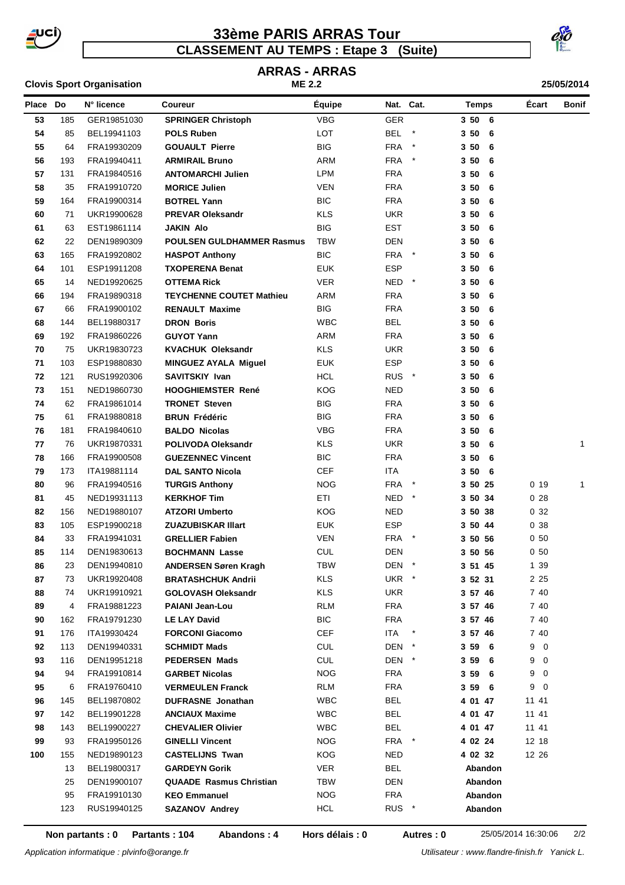# 33ème PARIS ARRAS Tour

## CLASSEMENT AU TEMPS : Etape 3 (Suite)

### ARRAS - ARRAS

**Clovis Sport Organisation** — **ME 2.2** — **25/05/2014**

| Place | Do | N° licence | Coureur | Équipe | Nat. | Cat. | Temps | Écart | Bonif |
|---|---|---|---|---|---|---|---|---|---|
| 53 | 185 | GER19851030 | **SPRINGER Christoph** | VBG | GER | | **3 50 6** | | |
| 54 | 85 | BEL19941103 | **POLS Ruben** | LOT | BEL | * | **3 50 6** | | |
| 55 | 64 | FRA19930209 | **GOUAULT Pierre** | BIG | FRA | * | **3 50 6** | | |
| 56 | 193 | FRA19940411 | **ARMIRAIL Bruno** | ARM | FRA | * | **3 50 6** | | |
| 57 | 131 | FRA19840516 | **ANTOMARCHI Julien** | LPM | FRA | | **3 50 6** | | |
| 58 | 35 | FRA19910720 | **MORICE Julien** | VEN | FRA | | **3 50 6** | | |
| 59 | 164 | FRA19900314 | **BOTREL Yann** | BIC | FRA | | **3 50 6** | | |
| 60 | 71 | UKR19900628 | **PREVAR Oleksandr** | KLS | UKR | | **3 50 6** | | |
| 61 | 63 | EST19861114 | **JAKIN Alo** | BIG | EST | | **3 50 6** | | |
| 62 | 22 | DEN19890309 | **POULSEN GULDHAMMER Rasmus** | TBW | DEN | | **3 50 6** | | |
| 63 | 165 | FRA19920802 | **HASPOT Anthony** | BIC | FRA | * | **3 50 6** | | |
| 64 | 101 | ESP19911208 | **TXOPERENA Benat** | EUK | ESP | | **3 50 6** | | |
| 65 | 14 | NED19920625 | **OTTEMA Rick** | VER | NED | * | **3 50 6** | | |
| 66 | 194 | FRA19890318 | **TEYCHENNE COUTET Mathieu** | ARM | FRA | | **3 50 6** | | |
| 67 | 66 | FRA19900102 | **RENAULT Maxime** | BIG | FRA | | **3 50 6** | | |
| 68 | 144 | BEL19880317 | **DRON Boris** | WBC | BEL | | **3 50 6** | | |
| 69 | 192 | FRA19860226 | **GUYOT Yann** | ARM | FRA | | **3 50 6** | | |
| 70 | 75 | UKR19830723 | **KVACHUK Oleksandr** | KLS | UKR | | **3 50 6** | | |
| 71 | 103 | ESP19880830 | **MINGUEZ AYALA Miguel** | EUK | ESP | | **3 50 6** | | |
| 72 | 121 | RUS19920306 | **SAVITSKIY Ivan** | HCL | RUS | * | **3 50 6** | | |
| 73 | 151 | NED19860730 | **HOOGHIEMSTER René** | KOG | NED | | **3 50 6** | | |
| 74 | 62 | FRA19861014 | **TRONET Steven** | BIG | FRA | | **3 50 6** | | |
| 75 | 61 | FRA19880818 | **BRUN Frédéric** | BIG | FRA | | **3 50 6** | | |
| 76 | 181 | FRA19840610 | **BALDO Nicolas** | VBG | FRA | | **3 50 6** | | |
| 77 | 76 | UKR19870331 | **POLIVODA Oleksandr** | KLS | UKR | | **3 50 6** | | 1 |
| 78 | 166 | FRA19900508 | **GUEZENNEC Vincent** | BIC | FRA | | **3 50 6** | | |
| 79 | 173 | ITA19881114 | **DAL SANTO Nicola** | CEF | ITA | | **3 50 6** | | |
| 80 | 96 | FRA19940516 | **TURGIS Anthony** | NOG | FRA | * | **3 50 25** | 0 19 | 1 |
| 81 | 45 | NED19931113 | **KERKHOF Tim** | ETI | NED | * | **3 50 34** | 0 28 | |
| 82 | 156 | NED19880107 | **ATZORI Umberto** | KOG | NED | | **3 50 38** | 0 32 | |
| 83 | 105 | ESP19900218 | **ZUAZUBISKAR Illart** | EUK | ESP | | **3 50 44** | 0 38 | |
| 84 | 33 | FRA19941031 | **GRELLIER Fabien** | VEN | FRA | * | **3 50 56** | 0 50 | |
| 85 | 114 | DEN19830613 | **BOCHMANN Lasse** | CUL | DEN | | **3 50 56** | 0 50 | |
| 86 | 23 | DEN19940810 | **ANDERSEN Søren Kragh** | TBW | DEN | * | **3 51 45** | 1 39 | |
| 87 | 73 | UKR19920408 | **BRATASHCHUK Andrii** | KLS | UKR | * | **3 52 31** | 2 25 | |
| 88 | 74 | UKR19910921 | **GOLOVASH Oleksandr** | KLS | UKR | | **3 57 46** | 7 40 | |
| 89 | 4 | FRA19881223 | **PAIANI Jean-Lou** | RLM | FRA | | **3 57 46** | 7 40 | |
| 90 | 162 | FRA19791230 | **LE LAY David** | BIC | FRA | | **3 57 46** | 7 40 | |
| 91 | 176 | ITA19930424 | **FORCONI Giacomo** | CEF | ITA | * | **3 57 46** | 7 40 | |
| 92 | 113 | DEN19940331 | **SCHMIDT Mads** | CUL | DEN | * | **3 59 6** | 9 0 | |
| 93 | 116 | DEN19951218 | **PEDERSEN Mads** | CUL | DEN | * | **3 59 6** | 9 0 | |
| 94 | 94 | FRA19910814 | **GARBET Nicolas** | NOG | FRA | | **3 59 6** | 9 0 | |
| 95 | 6 | FRA19760410 | **VERMEULEN Franck** | RLM | FRA | | **3 59 6** | 9 0 | |
| 96 | 145 | BEL19870802 | **DUFRASNE Jonathan** | WBC | BEL | | **4 01 47** | 11 41 | |
| 97 | 142 | BEL19901228 | **ANCIAUX Maxime** | WBC | BEL | | **4 01 47** | 11 41 | |
| 98 | 143 | BEL19900227 | **CHEVALIER Olivier** | WBC | BEL | | **4 01 47** | 11 41 | |
| 99 | 93 | FRA19950126 | **GINELLI Vincent** | NOG | FRA | * | **4 02 24** | 12 18 | |
| 100 | 155 | NED19890123 | **CASTELIJNS Twan** | KOG | NED | | **4 02 32** | 12 26 | |
| | 13 | BEL19800317 | **GARDEYN Gorik** | VER | BEL | | **Abandon** | | |
| | 25 | DEN19900107 | **QUAADE Rasmus Christian** | TBW | DEN | | **Abandon** | | |
| | 95 | FRA19910130 | **KEO Emmanuel** | NOG | FRA | | **Abandon** | | |
| | 123 | RUS19940125 | **SAZANOV Andrey** | HCL | RUS | * | **Abandon** | | |

**Non partants : 0** **Partants : 104** **Abandons : 4** **Hors délais : 0** **Autres : 0** 25/05/2014 16:30:06

*Application informatique : plvinfo@orange.fr* *Utilisateur : www.flandre-finish.fr Yanick L.*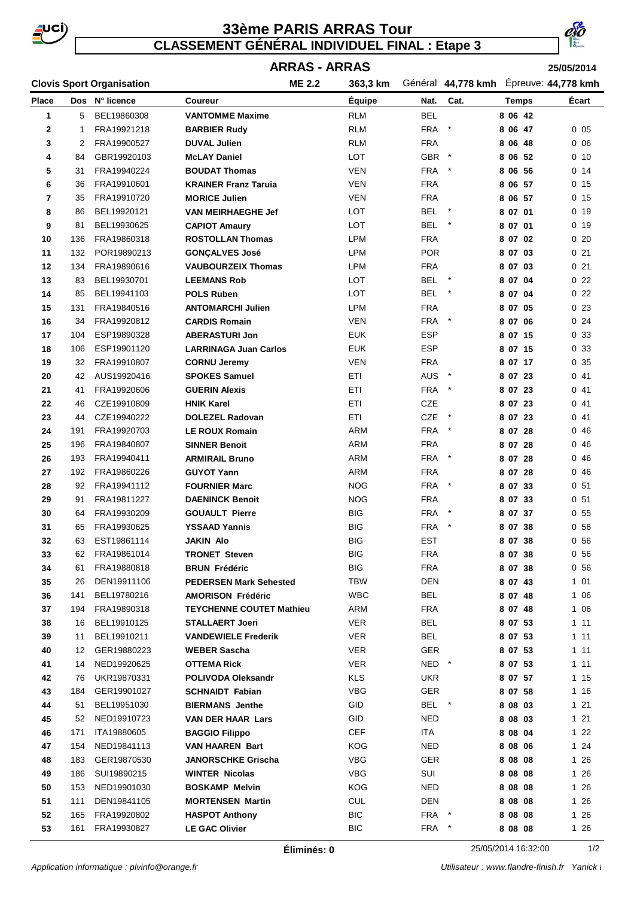# 33ème PARIS ARRAS Tour

## CLASSEMENT GÉNÉRAL INDIVIDUEL FINAL : Etape 3

### ARRAS - ARRAS

25/05/2014

**Clovis Sport Organisation** | ME 2.2 | 363,3 km | Général **44,778 kmh** | Épreuve: **44,778 kmh**

| Place | Dos | N° licence | Coureur | Équipe | Nat. | Cat. | Temps | Écart |
|---|---|---|---|---|---|---|---|---|
| 1 | 5 | BEL19860308 | **VANTOMME Maxime** | RLM | BEL | | **8 06 42** | |
| 2 | 1 | FRA19921218 | **BARBIER Rudy** | RLM | FRA | * | **8 06 47** | 0 05 |
| 3 | 2 | FRA19900527 | **DUVAL Julien** | RLM | FRA | | **8 06 48** | 0 06 |
| 4 | 84 | GBR19920103 | **McLAY Daniel** | LOT | GBR | * | **8 06 52** | 0 10 |
| 5 | 31 | FRA19940224 | **BOUDAT Thomas** | VEN | FRA | * | **8 06 56** | 0 14 |
| 6 | 36 | FRA19910601 | **KRAINER Franz Taruia** | VEN | FRA | | **8 06 57** | 0 15 |
| 7 | 35 | FRA19910720 | **MORICE Julien** | VEN | FRA | | **8 06 57** | 0 15 |
| 8 | 86 | BEL19920121 | **VAN MEIRHAEGHE Jef** | LOT | BEL | * | **8 07 01** | 0 19 |
| 9 | 81 | BEL19930625 | **CAPIOT Amaury** | LOT | BEL | * | **8 07 01** | 0 19 |
| 10 | 136 | FRA19860318 | **ROSTOLLAN Thomas** | LPM | FRA | | **8 07 02** | 0 20 |
| 11 | 132 | POR19890213 | **GONÇALVES José** | LPM | POR | | **8 07 03** | 0 21 |
| 12 | 134 | FRA19890616 | **VAUBOURZEIX Thomas** | LPM | FRA | | **8 07 03** | 0 21 |
| 13 | 83 | BEL19930701 | **LEEMANS Rob** | LOT | BEL | * | **8 07 04** | 0 22 |
| 14 | 85 | BEL19941103 | **POLS Ruben** | LOT | BEL | * | **8 07 04** | 0 22 |
| 15 | 131 | FRA19840516 | **ANTOMARCHI Julien** | LPM | FRA | | **8 07 05** | 0 23 |
| 16 | 34 | FRA19920812 | **CARDIS Romain** | VEN | FRA | * | **8 07 06** | 0 24 |
| 17 | 104 | ESP19890328 | **ABERASTURI Jon** | EUK | ESP | | **8 07 15** | 0 33 |
| 18 | 106 | ESP19901120 | **LARRINAGA Juan Carlos** | EUK | ESP | | **8 07 15** | 0 33 |
| 19 | 32 | FRA19910807 | **CORNU Jeremy** | VEN | FRA | | **8 07 17** | 0 35 |
| 20 | 42 | AUS19920416 | **SPOKES Samuel** | ETI | AUS | * | **8 07 23** | 0 41 |
| 21 | 41 | FRA19920606 | **GUERIN Alexis** | ETI | FRA | * | **8 07 23** | 0 41 |
| 22 | 46 | CZE19910809 | **HNIK Karel** | ETI | CZE | | **8 07 23** | 0 41 |
| 23 | 44 | CZE19940222 | **DOLEZEL Radovan** | ETI | CZE | * | **8 07 23** | 0 41 |
| 24 | 191 | FRA19920703 | **LE ROUX Romain** | ARM | FRA | * | **8 07 28** | 0 46 |
| 25 | 196 | FRA19840807 | **SINNER Benoit** | ARM | FRA | | **8 07 28** | 0 46 |
| 26 | 193 | FRA19940411 | **ARMIRAIL Bruno** | ARM | FRA | * | **8 07 28** | 0 46 |
| 27 | 192 | FRA19860226 | **GUYOT Yann** | ARM | FRA | | **8 07 28** | 0 46 |
| 28 | 92 | FRA19941112 | **FOURNIER Marc** | NOG | FRA | * | **8 07 33** | 0 51 |
| 29 | 91 | FRA19811227 | **DAENINCK Benoit** | NOG | FRA | | **8 07 33** | 0 51 |
| 30 | 64 | FRA19930209 | **GOUAULT Pierre** | BIG | FRA | * | **8 07 37** | 0 55 |
| 31 | 65 | FRA19930625 | **YSSAAD Yannis** | BIG | FRA | * | **8 07 38** | 0 56 |
| 32 | 63 | EST19861114 | **JAKIN Alo** | BIG | EST | | **8 07 38** | 0 56 |
| 33 | 62 | FRA19861014 | **TRONET Steven** | BIG | FRA | | **8 07 38** | 0 56 |
| 34 | 61 | FRA19880818 | **BRUN Frédéric** | BIG | FRA | | **8 07 38** | 0 56 |
| 35 | 26 | DEN19911106 | **PEDERSEN Mark Sehested** | TBW | DEN | | **8 07 43** | 1 01 |
| 36 | 141 | BEL19780216 | **AMORISON Frédéric** | WBC | BEL | | **8 07 48** | 1 06 |
| 37 | 194 | FRA19890318 | **TEYCHENNE COUTET Mathieu** | ARM | FRA | | **8 07 48** | 1 06 |
| 38 | 16 | BEL19910125 | **STALLAERT Joeri** | VER | BEL | | **8 07 53** | 1 11 |
| 39 | 11 | BEL19910211 | **VANDEWIELE Frederik** | VER | BEL | | **8 07 53** | 1 11 |
| 40 | 12 | GER19880223 | **WEBER Sascha** | VER | GER | | **8 07 53** | 1 11 |
| 41 | 14 | NED19920625 | **OTTEMA Rick** | VER | NED | * | **8 07 53** | 1 11 |
| 42 | 76 | UKR19870331 | **POLIVODA Oleksandr** | KLS | UKR | | **8 07 57** | 1 15 |
| 43 | 184 | GER19901027 | **SCHNAIDT Fabian** | VBG | GER | | **8 07 58** | 1 16 |
| 44 | 51 | BEL19951030 | **BIERMANS Jenthe** | GID | BEL | * | **8 08 03** | 1 21 |
| 45 | 52 | NED19910723 | **VAN DER HAAR Lars** | GID | NED | | **8 08 03** | 1 21 |
| 46 | 171 | ITA19880605 | **BAGGIO Filippo** | CEF | ITA | | **8 08 04** | 1 22 |
| 47 | 154 | NED19841113 | **VAN HAAREN Bart** | KOG | NED | | **8 08 06** | 1 24 |
| 48 | 183 | GER19870530 | **JANORSCHKE Grischa** | VBG | GER | | **8 08 08** | 1 26 |
| 49 | 186 | SUI19890215 | **WINTER Nicolas** | VBG | SUI | | **8 08 08** | 1 26 |
| 50 | 153 | NED19901030 | **BOSKAMP Melvin** | KOG | NED | | **8 08 08** | 1 26 |
| 51 | 111 | DEN19841105 | **MORTENSEN Martin** | CUL | DEN | | **8 08 08** | 1 26 |
| 52 | 165 | FRA19920802 | **HASPOT Anthony** | BIC | FRA | * | **8 08 08** | 1 26 |
| 53 | 161 | FRA19930827 | **LE GAC Olivier** | BIC | FRA | * | **8 08 08** | 1 26 |

**Éliminés: 0**

25/05/2014 16:32:00

*Application informatique : plvinfo@orange.fr*

*Utilisateur : www.flandre-finish.fr Yanick l*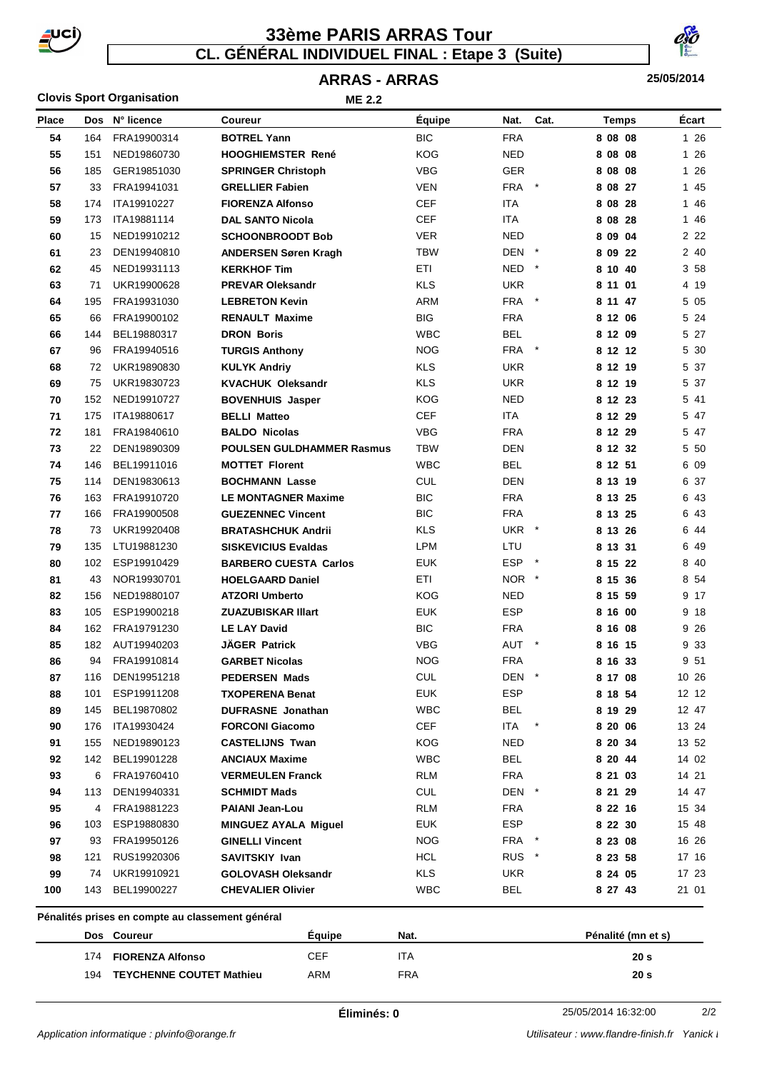# 33ème PARIS ARRAS Tour

## CL. GÉNÉRAL INDIVIDUEL FINAL : Etape 3 (Suite)

### ARRAS - ARRAS

**Clovis Sport Organisation** — ME 2.2 — 25/05/2014

| Place | Dos | N° licence | Coureur | Équipe | Nat. | Cat. | Temps | Écart |
|---|---|---|---|---|---|---|---|---|
| 54 | 164 | FRA19900314 | **BOTREL Yann** | BIC | FRA | | **8 08 08** | 1 26 |
| 55 | 151 | NED19860730 | **HOOGHIEMSTER René** | KOG | NED | | **8 08 08** | 1 26 |
| 56 | 185 | GER19851030 | **SPRINGER Christoph** | VBG | GER | | **8 08 08** | 1 26 |
| 57 | 33 | FRA19941031 | **GRELLIER Fabien** | VEN | FRA | * | **8 08 27** | 1 45 |
| 58 | 174 | ITA19910227 | **FIORENZA Alfonso** | CEF | ITA | | **8 08 28** | 1 46 |
| 59 | 173 | ITA19881114 | **DAL SANTO Nicola** | CEF | ITA | | **8 08 28** | 1 46 |
| 60 | 15 | NED19910212 | **SCHOONBROODT Bob** | VER | NED | | **8 09 04** | 2 22 |
| 61 | 23 | DEN19940810 | **ANDERSEN Søren Kragh** | TBW | DEN | * | **8 09 22** | 2 40 |
| 62 | 45 | NED19931113 | **KERKHOF Tim** | ETI | NED | * | **8 10 40** | 3 58 |
| 63 | 71 | UKR19900628 | **PREVAR Oleksandr** | KLS | UKR | | **8 11 01** | 4 19 |
| 64 | 195 | FRA19931030 | **LEBRETON Kevin** | ARM | FRA | * | **8 11 47** | 5 05 |
| 65 | 66 | FRA19900102 | **RENAULT Maxime** | BIG | FRA | | **8 12 06** | 5 24 |
| 66 | 144 | BEL19880317 | **DRON Boris** | WBC | BEL | | **8 12 09** | 5 27 |
| 67 | 96 | FRA19940516 | **TURGIS Anthony** | NOG | FRA | * | **8 12 12** | 5 30 |
| 68 | 72 | UKR19890830 | **KULYK Andriy** | KLS | UKR | | **8 12 19** | 5 37 |
| 69 | 75 | UKR19830723 | **KVACHUK Oleksandr** | KLS | UKR | | **8 12 19** | 5 37 |
| 70 | 152 | NED19910727 | **BOVENHUIS Jasper** | KOG | NED | | **8 12 23** | 5 41 |
| 71 | 175 | ITA19880617 | **BELLI Matteo** | CEF | ITA | | **8 12 29** | 5 47 |
| 72 | 181 | FRA19840610 | **BALDO Nicolas** | VBG | FRA | | **8 12 29** | 5 47 |
| 73 | 22 | DEN19890309 | **POULSEN GULDHAMMER Rasmus** | TBW | DEN | | **8 12 32** | 5 50 |
| 74 | 146 | BEL19911016 | **MOTTET Florent** | WBC | BEL | | **8 12 51** | 6 09 |
| 75 | 114 | DEN19830613 | **BOCHMANN Lasse** | CUL | DEN | | **8 13 19** | 6 37 |
| 76 | 163 | FRA19910720 | **LE MONTAGNER Maxime** | BIC | FRA | | **8 13 25** | 6 43 |
| 77 | 166 | FRA19900508 | **GUEZENNEC Vincent** | BIC | FRA | | **8 13 25** | 6 43 |
| 78 | 73 | UKR19920408 | **BRATASHCHUK Andrii** | KLS | UKR | * | **8 13 26** | 6 44 |
| 79 | 135 | LTU19881230 | **SISKEVICIUS Evaldas** | LPM | LTU | | **8 13 31** | 6 49 |
| 80 | 102 | ESP19910429 | **BARBERO CUESTA Carlos** | EUK | ESP | * | **8 15 22** | 8 40 |
| 81 | 43 | NOR19930701 | **HOELGAARD Daniel** | ETI | NOR | * | **8 15 36** | 8 54 |
| 82 | 156 | NED19880107 | **ATZORI Umberto** | KOG | NED | | **8 15 59** | 9 17 |
| 83 | 105 | ESP19900218 | **ZUAZUBISKAR Illart** | EUK | ESP | | **8 16 00** | 9 18 |
| 84 | 162 | FRA19791230 | **LE LAY David** | BIC | FRA | | **8 16 08** | 9 26 |
| 85 | 182 | AUT19940203 | **JÄGER Patrick** | VBG | AUT | * | **8 16 15** | 9 33 |
| 86 | 94 | FRA19910814 | **GARBET Nicolas** | NOG | FRA | | **8 16 33** | 9 51 |
| 87 | 116 | DEN19951218 | **PEDERSEN Mads** | CUL | DEN | * | **8 17 08** | 10 26 |
| 88 | 101 | ESP19911208 | **TXOPERENA Benat** | EUK | ESP | | **8 18 54** | 12 12 |
| 89 | 145 | BEL19870802 | **DUFRASNE Jonathan** | WBC | BEL | | **8 19 29** | 12 47 |
| 90 | 176 | ITA19930424 | **FORCONI Giacomo** | CEF | ITA | * | **8 20 06** | 13 24 |
| 91 | 155 | NED19890123 | **CASTELIJNS Twan** | KOG | NED | | **8 20 34** | 13 52 |
| 92 | 142 | BEL19901228 | **ANCIAUX Maxime** | WBC | BEL | | **8 20 44** | 14 02 |
| 93 | 6 | FRA19760410 | **VERMEULEN Franck** | RLM | FRA | | **8 21 03** | 14 21 |
| 94 | 113 | DEN19940331 | **SCHMIDT Mads** | CUL | DEN | * | **8 21 29** | 14 47 |
| 95 | 4 | FRA19881223 | **PAIANI Jean-Lou** | RLM | FRA | | **8 22 16** | 15 34 |
| 96 | 103 | ESP19880830 | **MINGUEZ AYALA Miguel** | EUK | ESP | | **8 22 30** | 15 48 |
| 97 | 93 | FRA19950126 | **GINELLI Vincent** | NOG | FRA | * | **8 23 08** | 16 26 |
| 98 | 121 | RUS19920306 | **SAVITSKIY Ivan** | HCL | RUS | * | **8 23 58** | 17 16 |
| 99 | 74 | UKR19910921 | **GOLOVASH Oleksandr** | KLS | UKR | | **8 24 05** | 17 23 |
| 100 | 143 | BEL19900227 | **CHEVALIER Olivier** | WBC | BEL | | **8 27 43** | 21 01 |

**Pénalités prises en compte au classement général**

| Dos | Coureur | Équipe | Nat. | Pénalité (mn et s) |
|---|---|---|---|---|
| 174 | **FIORENZA Alfonso** | CEF | ITA | **20 s** |
| 194 | **TEYCHENNE COUTET Mathieu** | ARM | FRA | **20 s** |

**Éliminés: 0**

25/05/2014 16:32:00

*Application informatique : plvinfo@orange.fr* — *Utilisateur : www.flandre-finish.fr Yanick l*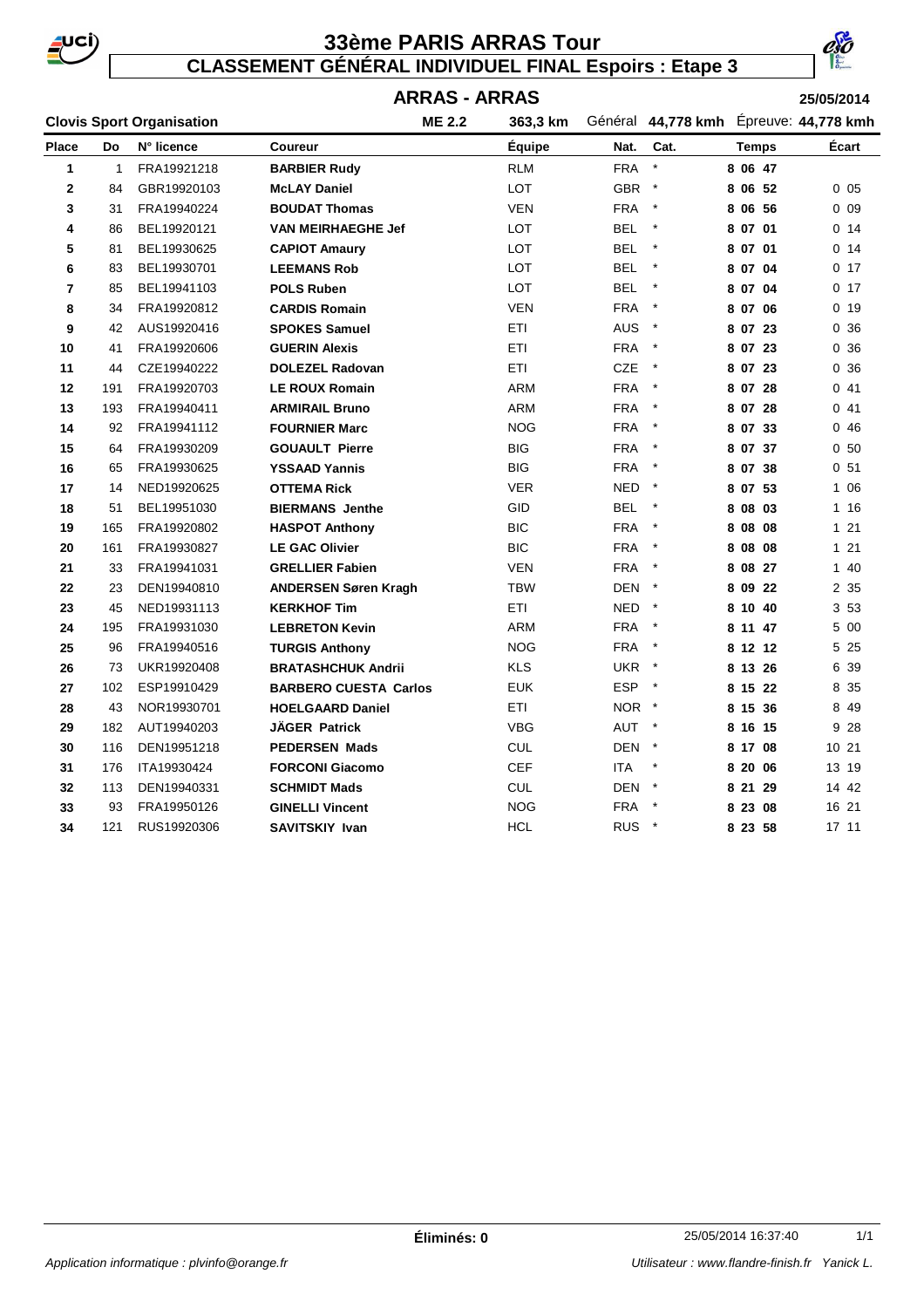# 33ème PARIS ARRAS Tour

## CLASSEMENT GÉNÉRAL INDIVIDUEL FINAL Espoirs : Etape 3

### ARRAS - ARRAS

**Clovis Sport Organisation** — **ME 2.2** — **363,3 km** — Général **44,778 kmh** Épreuve: **44,778 kmh** — **25/05/2014**

| Place | Do | N° licence | Coureur | Équipe | Nat. | Cat. | Temps | Écart |
|---|---|---|---|---|---|---|---|---|
| **1** | 1 | FRA19921218 | **BARBIER Rudy** | RLM | FRA | * | **8 06 47** | |
| **2** | 84 | GBR19920103 | **McLAY Daniel** | LOT | GBR | * | **8 06 52** | 0 05 |
| **3** | 31 | FRA19940224 | **BOUDAT Thomas** | VEN | FRA | * | **8 06 56** | 0 09 |
| **4** | 86 | BEL19920121 | **VAN MEIRHAEGHE Jef** | LOT | BEL | * | **8 07 01** | 0 14 |
| **5** | 81 | BEL19930625 | **CAPIOT Amaury** | LOT | BEL | * | **8 07 01** | 0 14 |
| **6** | 83 | BEL19930701 | **LEEMANS Rob** | LOT | BEL | * | **8 07 04** | 0 17 |
| **7** | 85 | BEL19941103 | **POLS Ruben** | LOT | BEL | * | **8 07 04** | 0 17 |
| **8** | 34 | FRA19920812 | **CARDIS Romain** | VEN | FRA | * | **8 07 06** | 0 19 |
| **9** | 42 | AUS19920416 | **SPOKES Samuel** | ETI | AUS | * | **8 07 23** | 0 36 |
| **10** | 41 | FRA19920606 | **GUERIN Alexis** | ETI | FRA | * | **8 07 23** | 0 36 |
| **11** | 44 | CZE19940222 | **DOLEZEL Radovan** | ETI | CZE | * | **8 07 23** | 0 36 |
| **12** | 191 | FRA19920703 | **LE ROUX Romain** | ARM | FRA | * | **8 07 28** | 0 41 |
| **13** | 193 | FRA19940411 | **ARMIRAIL Bruno** | ARM | FRA | * | **8 07 28** | 0 41 |
| **14** | 92 | FRA19941112 | **FOURNIER Marc** | NOG | FRA | * | **8 07 33** | 0 46 |
| **15** | 64 | FRA19930209 | **GOUAULT Pierre** | BIG | FRA | * | **8 07 37** | 0 50 |
| **16** | 65 | FRA19930625 | **YSSAAD Yannis** | BIG | FRA | * | **8 07 38** | 0 51 |
| **17** | 14 | NED19920625 | **OTTEMA Rick** | VER | NED | * | **8 07 53** | 1 06 |
| **18** | 51 | BEL19951030 | **BIERMANS Jenthe** | GID | BEL | * | **8 08 03** | 1 16 |
| **19** | 165 | FRA19920802 | **HASPOT Anthony** | BIC | FRA | * | **8 08 08** | 1 21 |
| **20** | 161 | FRA19930827 | **LE GAC Olivier** | BIC | FRA | * | **8 08 08** | 1 21 |
| **21** | 33 | FRA19941031 | **GRELLIER Fabien** | VEN | FRA | * | **8 08 27** | 1 40 |
| **22** | 23 | DEN19940810 | **ANDERSEN Søren Kragh** | TBW | DEN | * | **8 09 22** | 2 35 |
| **23** | 45 | NED19931113 | **KERKHOF Tim** | ETI | NED | * | **8 10 40** | 3 53 |
| **24** | 195 | FRA19931030 | **LEBRETON Kevin** | ARM | FRA | * | **8 11 47** | 5 00 |
| **25** | 96 | FRA19940516 | **TURGIS Anthony** | NOG | FRA | * | **8 12 12** | 5 25 |
| **26** | 73 | UKR19920408 | **BRATASHCHUK Andrii** | KLS | UKR | * | **8 13 26** | 6 39 |
| **27** | 102 | ESP19910429 | **BARBERO CUESTA Carlos** | EUK | ESP | * | **8 15 22** | 8 35 |
| **28** | 43 | NOR19930701 | **HOELGAARD Daniel** | ETI | NOR | * | **8 15 36** | 8 49 |
| **29** | 182 | AUT19940203 | **JÄGER Patrick** | VBG | AUT | * | **8 16 15** | 9 28 |
| **30** | 116 | DEN19951218 | **PEDERSEN Mads** | CUL | DEN | * | **8 17 08** | 10 21 |
| **31** | 176 | ITA19930424 | **FORCONI Giacomo** | CEF | ITA | * | **8 20 06** | 13 19 |
| **32** | 113 | DEN19940331 | **SCHMIDT Mads** | CUL | DEN | * | **8 21 29** | 14 42 |
| **33** | 93 | FRA19950126 | **GINELLI Vincent** | NOG | FRA | * | **8 23 08** | 16 21 |
| **34** | 121 | RUS19920306 | **SAVITSKIY Ivan** | HCL | RUS | * | **8 23 58** | 17 11 |

**Éliminés: 0** — 25/05/2014 16:37:40

*Application informatique : plvinfo@orange.fr* — *Utilisateur : www.flandre-finish.fr Yanick L.*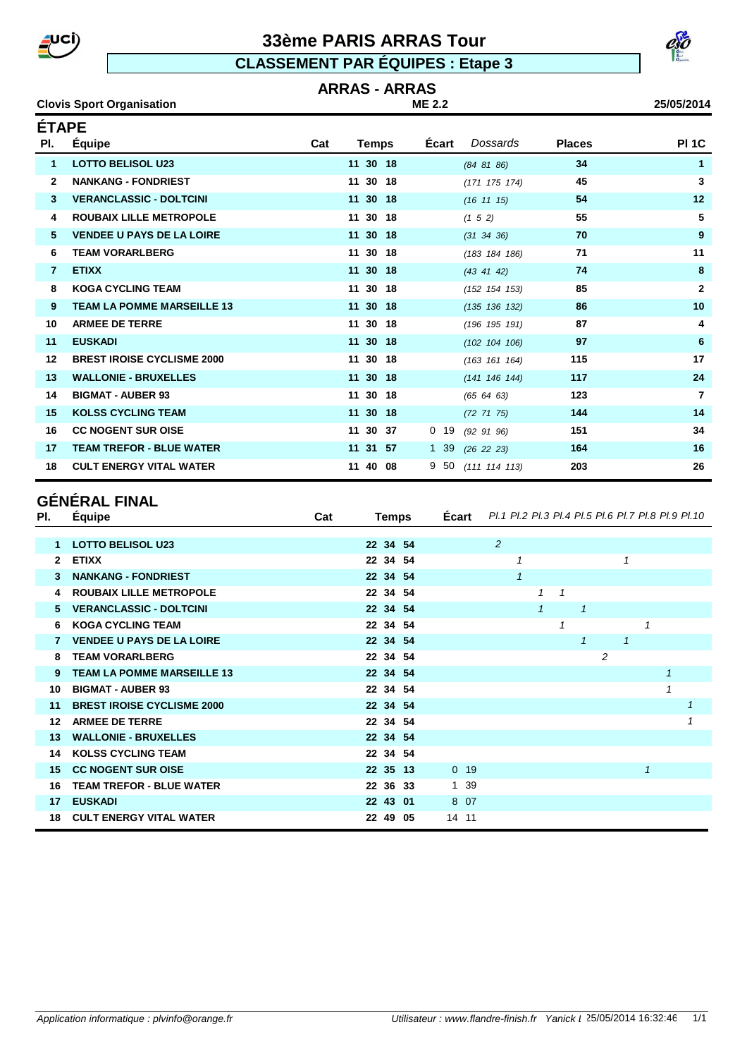# 33ème PARIS ARRAS Tour

## CLASSEMENT PAR ÉQUIPES : Etape 3

### ARRAS - ARRAS

**Clovis Sport Organisation** — ME 2.2 — 25/05/2014

## ÉTAPE

| Pl. | Équipe | Cat | Temps | Écart | Dossards | Places | Pl 1C |
|---|---|---|---|---|---|---|---|
| 1 | LOTTO BELISOL U23 | | 11 30 18 | | *(84 81 86)* | 34 | 1 |
| 2 | NANKANG - FONDRIEST | | 11 30 18 | | *(171 175 174)* | 45 | 3 |
| 3 | VERANCLASSIC - DOLTCINI | | 11 30 18 | | *(16 11 15)* | 54 | 12 |
| 4 | ROUBAIX LILLE METROPOLE | | 11 30 18 | | *(1 5 2)* | 55 | 5 |
| 5 | VENDEE U PAYS DE LA LOIRE | | 11 30 18 | | *(31 34 36)* | 70 | 9 |
| 6 | TEAM VORARLBERG | | 11 30 18 | | *(183 184 186)* | 71 | 11 |
| 7 | ETIXX | | 11 30 18 | | *(43 41 42)* | 74 | 8 |
| 8 | KOGA CYCLING TEAM | | 11 30 18 | | *(152 154 153)* | 85 | 2 |
| 9 | TEAM LA POMME MARSEILLE 13 | | 11 30 18 | | *(135 136 132)* | 86 | 10 |
| 10 | ARMEE DE TERRE | | 11 30 18 | | *(196 195 191)* | 87 | 4 |
| 11 | EUSKADI | | 11 30 18 | | *(102 104 106)* | 97 | 6 |
| 12 | BREST IROISE CYCLISME 2000 | | 11 30 18 | | *(163 161 164)* | 115 | 17 |
| 13 | WALLONIE - BRUXELLES | | 11 30 18 | | *(141 146 144)* | 117 | 24 |
| 14 | BIGMAT - AUBER 93 | | 11 30 18 | | *(65 64 63)* | 123 | 7 |
| 15 | KOLSS CYCLING TEAM | | 11 30 18 | | *(72 71 75)* | 144 | 14 |
| 16 | CC NOGENT SUR OISE | | 11 30 37 | 0 19 | *(92 91 96)* | 151 | 34 |
| 17 | TEAM TREFOR - BLUE WATER | | 11 31 57 | 1 39 | *(26 22 23)* | 164 | 16 |
| 18 | CULT ENERGY VITAL WATER | | 11 40 08 | 9 50 | *(111 114 113)* | 203 | 26 |

## GÉNÉRAL FINAL

| Pl. | Équipe | Cat | Temps | Écart | *Pl.1* | *Pl.2* | *Pl.3* | *Pl.4* | *Pl.5* | *Pl.6* | *Pl.7* | *Pl.8* | *Pl.9* | *Pl.10* |
|---|---|---|---|---|---|---|---|---|---|---|---|---|---|---|
| 1 | LOTTO BELISOL U23 | | 22 34 54 | | *2* | | | | | | | | | |
| 2 | ETIXX | | 22 34 54 | | | *1* | | | | | *1* | | | |
| 3 | NANKANG - FONDRIEST | | 22 34 54 | | | *1* | | | | | | | | |
| 4 | ROUBAIX LILLE METROPOLE | | 22 34 54 | | | | *1* | *1* | | | | | | |
| 5 | VERANCLASSIC - DOLTCINI | | 22 34 54 | | | | *1* | | *1* | | | | | |
| 6 | KOGA CYCLING TEAM | | 22 34 54 | | | | | *1* | | | | *1* | | |
| 7 | VENDEE U PAYS DE LA LOIRE | | 22 34 54 | | | | | | *1* | | *1* | | | |
| 8 | TEAM VORARLBERG | | 22 34 54 | | | | | | | *2* | | | | |
| 9 | TEAM LA POMME MARSEILLE 13 | | 22 34 54 | | | | | | | | | | *1* | |
| 10 | BIGMAT - AUBER 93 | | 22 34 54 | | | | | | | | | | *1* | |
| 11 | BREST IROISE CYCLISME 2000 | | 22 34 54 | | | | | | | | | | | *1* |
| 12 | ARMEE DE TERRE | | 22 34 54 | | | | | | | | | | | *1* |
| 13 | WALLONIE - BRUXELLES | | 22 34 54 | | | | | | | | | | | |
| 14 | KOLSS CYCLING TEAM | | 22 34 54 | | | | | | | | | | | |
| 15 | CC NOGENT SUR OISE | | 22 35 13 | 0 19 | | | | | | | | *1* | | |
| 16 | TEAM TREFOR - BLUE WATER | | 22 36 33 | 1 39 | | | | | | | | | | |
| 17 | EUSKADI | | 22 43 01 | 8 07 | | | | | | | | | | |
| 18 | CULT ENERGY VITAL WATER | | 22 49 05 | 14 11 | | | | | | | | | | |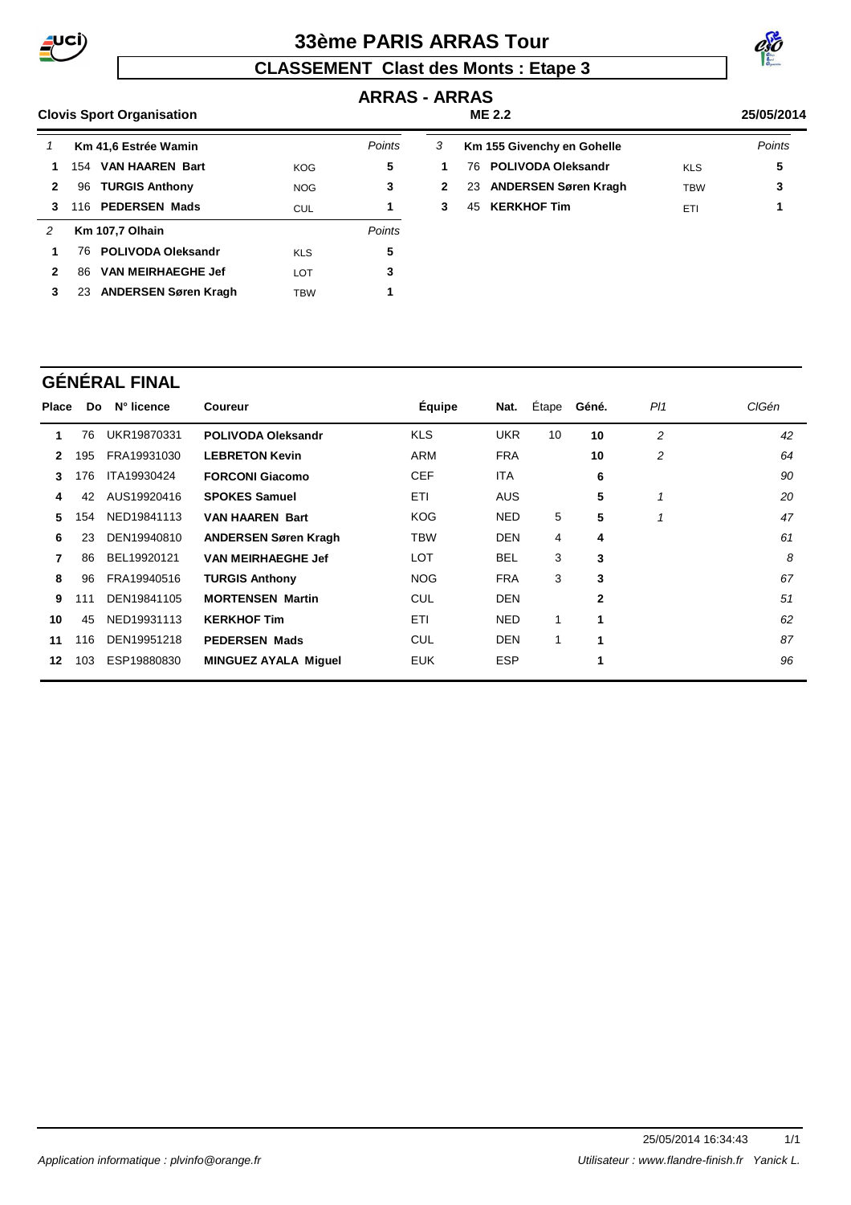# 33ème PARIS ARRAS Tour

## CLASSEMENT Clast des Monts : Etape 3

### ARRAS - ARRAS

**Clovis Sport Organisation** — **ME 2.2** — **25/05/2014**

| 1 | Km 41,6 Estrée Wamin | | | *Points* |
|---|---|---|---|---|
| **1** | 154 | **VAN HAAREN Bart** | KOG | **5** |
| **2** | 96 | **TURGIS Anthony** | NOG | **3** |
| **3** | 116 | **PEDERSEN Mads** | CUL | **1** |

| 2 | Km 107,7 Olhain | | | *Points* |
|---|---|---|---|---|
| **1** | 76 | **POLIVODA Oleksandr** | KLS | **5** |
| **2** | 86 | **VAN MEIRHAEGHE Jef** | LOT | **3** |
| **3** | 23 | **ANDERSEN Søren Kragh** | TBW | **1** |

| 3 | Km 155 Givenchy en Gohelle | | | *Points* |
|---|---|---|---|---|
| **1** | 76 | **POLIVODA Oleksandr** | KLS | **5** |
| **2** | 23 | **ANDERSEN Søren Kragh** | TBW | **3** |
| **3** | 45 | **KERKHOF Tim** | ETI | **1** |

## GÉNÉRAL FINAL

| Place | Do | N° licence | Coureur | Équipe | Nat. | Étape | Géné. | *Pl1* | *ClGén* |
|---|---|---|---|---|---|---|---|---|---|
| **1** | 76 | UKR19870331 | **POLIVODA Oleksandr** | KLS | UKR | 10 | **10** | *2* | *42* |
| **2** | 195 | FRA19931030 | **LEBRETON Kevin** | ARM | FRA | | **10** | *2* | *64* |
| **3** | 176 | ITA19930424 | **FORCONI Giacomo** | CEF | ITA | | **6** | | *90* |
| **4** | 42 | AUS19920416 | **SPOKES Samuel** | ETI | AUS | | **5** | *1* | *20* |
| **5** | 154 | NED19841113 | **VAN HAAREN Bart** | KOG | NED | 5 | **5** | *1* | *47* |
| **6** | 23 | DEN19940810 | **ANDERSEN Søren Kragh** | TBW | DEN | 4 | **4** | | *61* |
| **7** | 86 | BEL19920121 | **VAN MEIRHAEGHE Jef** | LOT | BEL | 3 | **3** | | *8* |
| **8** | 96 | FRA19940516 | **TURGIS Anthony** | NOG | FRA | 3 | **3** | | *67* |
| **9** | 111 | DEN19841105 | **MORTENSEN Martin** | CUL | DEN | | **2** | | *51* |
| **10** | 45 | NED19931113 | **KERKHOF Tim** | ETI | NED | 1 | **1** | | *62* |
| **11** | 116 | DEN19951218 | **PEDERSEN Mads** | CUL | DEN | 1 | **1** | | *87* |
| **12** | 103 | ESP19880830 | **MINGUEZ AYALA Miguel** | EUK | ESP | | **1** | | *96* |

25/05/2014 16:34:43

*Application informatique : plvinfo@orange.fr* — *Utilisateur : www.flandre-finish.fr Yanick L.*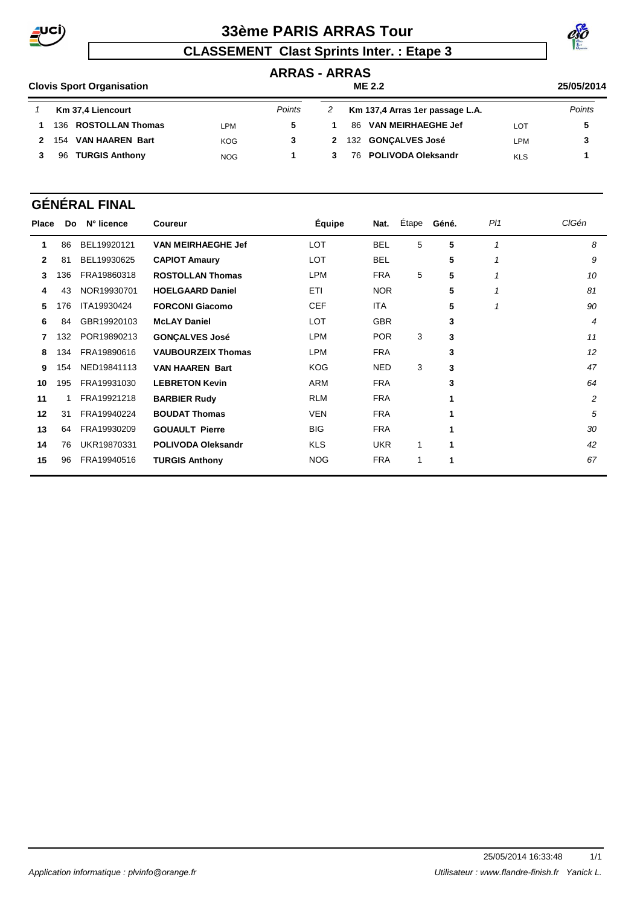# 33ème PARIS ARRAS Tour

## CLASSEMENT Clast Sprints Inter. : Etape 3

### ARRAS - ARRAS

**Clovis Sport Organisation** — **ME 2.2** — **25/05/2014**

| 1 | Km 37,4 Liencourt | | Points |
|---|---|---|---|
| **1** | 136 **ROSTOLLAN Thomas** | LPM | **5** |
| **2** | 154 **VAN HAAREN Bart** | KOG | **3** |
| **3** | 96 **TURGIS Anthony** | NOG | **1** |

| 2 | Km 137,4 Arras 1er passage L.A. | | Points |
|---|---|---|---|
| **1** | 86 **VAN MEIRHAEGHE Jef** | LOT | **5** |
| **2** | 132 **GONÇALVES José** | LPM | **3** |
| **3** | 76 **POLIVODA Oleksandr** | KLS | **1** |

## GÉNÉRAL FINAL

| Place | Do | N° licence | Coureur | Équipe | Nat. | Étape | Géné. | Pl1 | ClGén |
|---|---|---|---|---|---|---|---|---|---|
| **1** | 86 | BEL19920121 | **VAN MEIRHAEGHE Jef** | LOT | BEL | 5 | **5** | *1* | *8* |
| **2** | 81 | BEL19930625 | **CAPIOT Amaury** | LOT | BEL | | **5** | *1* | *9* |
| **3** | 136 | FRA19860318 | **ROSTOLLAN Thomas** | LPM | FRA | 5 | **5** | *1* | *10* |
| **4** | 43 | NOR19930701 | **HOELGAARD Daniel** | ETI | NOR | | **5** | *1* | *81* |
| **5** | 176 | ITA19930424 | **FORCONI Giacomo** | CEF | ITA | | **5** | *1* | *90* |
| **6** | 84 | GBR19920103 | **McLAY Daniel** | LOT | GBR | | **3** | | *4* |
| **7** | 132 | POR19890213 | **GONÇALVES José** | LPM | POR | 3 | **3** | | *11* |
| **8** | 134 | FRA19890616 | **VAUBOURZEIX Thomas** | LPM | FRA | | **3** | | *12* |
| **9** | 154 | NED19841113 | **VAN HAAREN Bart** | KOG | NED | 3 | **3** | | *47* |
| **10** | 195 | FRA19931030 | **LEBRETON Kevin** | ARM | FRA | | **3** | | *64* |
| **11** | 1 | FRA19921218 | **BARBIER Rudy** | RLM | FRA | | **1** | | *2* |
| **12** | 31 | FRA19940224 | **BOUDAT Thomas** | VEN | FRA | | **1** | | *5* |
| **13** | 64 | FRA19930209 | **GOUAULT Pierre** | BIG | FRA | | **1** | | *30* |
| **14** | 76 | UKR19870331 | **POLIVODA Oleksandr** | KLS | UKR | 1 | **1** | | *42* |
| **15** | 96 | FRA19940516 | **TURGIS Anthony** | NOG | FRA | 1 | **1** | | *67* |

25/05/2014 16:33:48

*Application informatique : plvinfo@orange.fr* — *Utilisateur : www.flandre-finish.fr Yanick L.*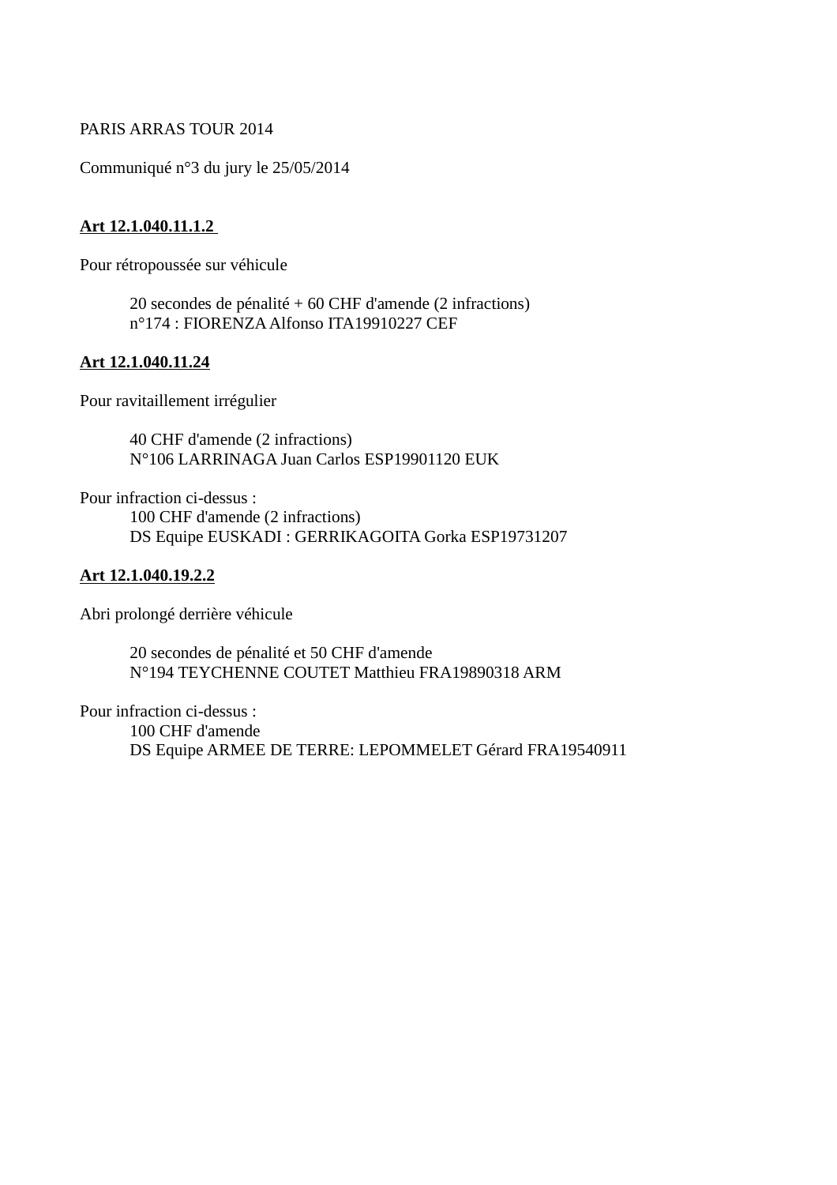PARIS ARRAS TOUR 2014

Communiqué n°3 du jury le 25/05/2014

**<u>Art 12.1.040.11.1.2</u>**

Pour rétropoussée sur véhicule

20 secondes de pénalité + 60 CHF d'amende (2 infractions)
n°174 : FIORENZA Alfonso ITA19910227 CEF

**<u>Art 12.1.040.11.24</u>**

Pour ravitaillement irrégulier

40 CHF d'amende (2 infractions)
N°106 LARRINAGA Juan Carlos ESP19901120 EUK

Pour infraction ci-dessus :
100 CHF d'amende (2 infractions)
DS Equipe EUSKADI : GERRIKAGOITA Gorka ESP19731207

**<u>Art 12.1.040.19.2.2</u>**

Abri prolongé derrière véhicule

20 secondes de pénalité et 50 CHF d'amende
N°194 TEYCHENNE COUTET Matthieu FRA19890318 ARM

Pour infraction ci-dessus :
100 CHF d'amende
DS Equipe ARMEE DE TERRE: LEPOMMELET Gérard FRA19540911